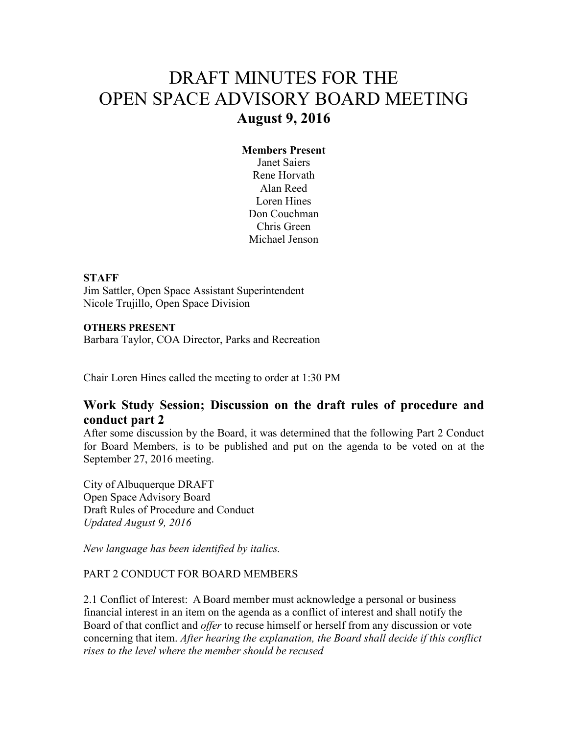# DRAFT MINUTES FOR THE OPEN SPACE ADVISORY BOARD MEETING

## August 9, 2016

**Members Present**

Janet Saiers
Rene Horvath
Alan Reed
Loren Hines
Don Couchman
Chris Green
Michael Jenson

**STAFF**

Jim Sattler, Open Space Assistant Superintendent
Nicole Trujillo, Open Space Division

**OTHERS PRESENT**

Barbara Taylor, COA Director, Parks and Recreation

Chair Loren Hines called the meeting to order at 1:30 PM

## Work Study Session; Discussion on the draft rules of procedure and conduct part 2

After some discussion by the Board, it was determined that the following Part 2 Conduct for Board Members, is to be published and put on the agenda to be voted on at the September 27, 2016 meeting.

City of Albuquerque DRAFT
Open Space Advisory Board
Draft Rules of Procedure and Conduct
*Updated August 9, 2016*

*New language has been identified by italics.*

PART 2 CONDUCT FOR BOARD MEMBERS

2.1 Conflict of Interest: A Board member must acknowledge a personal or business financial interest in an item on the agenda as a conflict of interest and shall notify the Board of that conflict and *offer* to recuse himself or herself from any discussion or vote concerning that item. *After hearing the explanation, the Board shall decide if this conflict rises to the level where the member should be recused*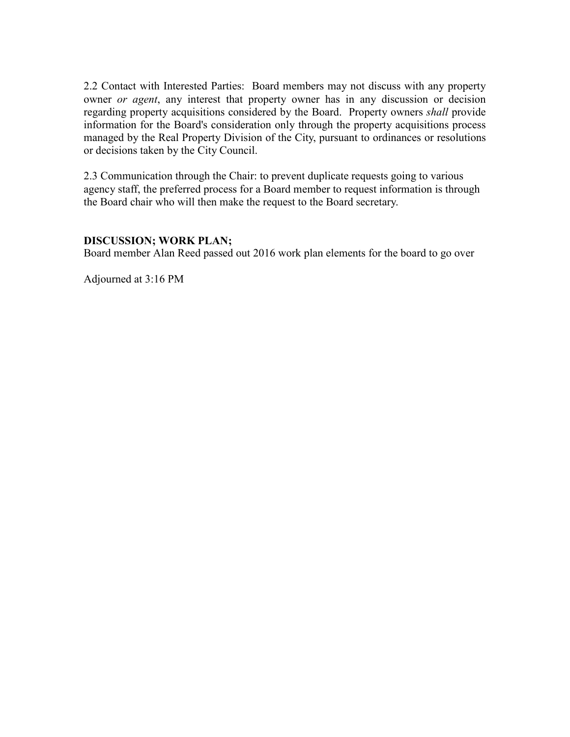2.2 Contact with Interested Parties: Board members may not discuss with any property owner *or agent*, any interest that property owner has in any discussion or decision regarding property acquisitions considered by the Board. Property owners *shall* provide information for the Board's consideration only through the property acquisitions process managed by the Real Property Division of the City, pursuant to ordinances or resolutions or decisions taken by the City Council.

2.3 Communication through the Chair: to prevent duplicate requests going to various agency staff, the preferred process for a Board member to request information is through the Board chair who will then make the request to the Board secretary.

**DISCUSSION; WORK PLAN;**

Board member Alan Reed passed out 2016 work plan elements for the board to go over

Adjourned at 3:16 PM